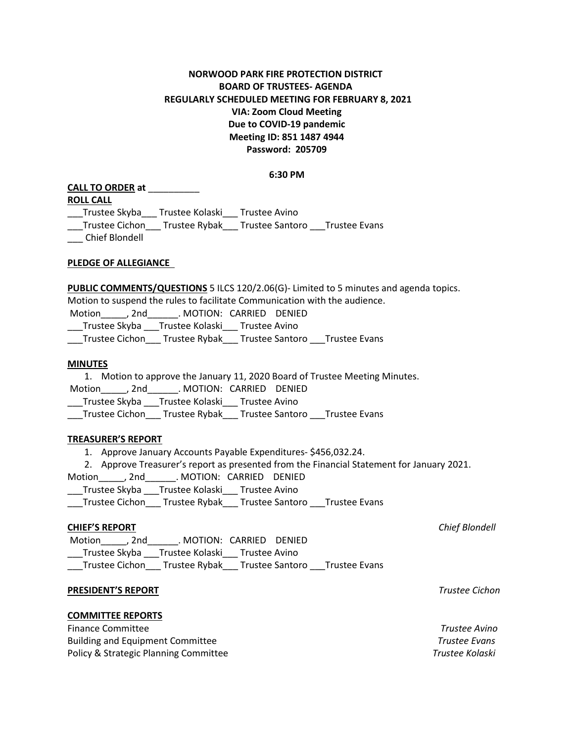**NORWOOD PARK FIRE PROTECTION DISTRICT**
**BOARD OF TRUSTEES- AGENDA**
**REGULARLY SCHEDULED MEETING FOR FEBRUARY 8, 2021**
**VIA: Zoom Cloud Meeting**
**Due to COVID-19 pandemic**
**Meeting ID: 851 1487 4944**
**Password: 205709**

**6:30 PM**

**CALL TO ORDER at** __________

**ROLL CALL**

___Trustee Skyba___ Trustee Kolaski___ Trustee Avino
___Trustee Cichon___ Trustee Rybak___ Trustee Santoro ___Trustee Evans
___ Chief Blondell

**PLEDGE OF ALLEGIANCE**

**PUBLIC COMMENTS/QUESTIONS** 5 ILCS 120/2.06(G)- Limited to 5 minutes and agenda topics.
Motion to suspend the rules to facilitate Communication with the audience.
Motion_____, 2nd______. MOTION: CARRIED DENIED
___Trustee Skyba ___Trustee Kolaski___ Trustee Avino
___Trustee Cichon___ Trustee Rybak___ Trustee Santoro ___Trustee Evans

**MINUTES**

1. Motion to approve the January 11, 2020 Board of Trustee Meeting Minutes.

Motion_____, 2nd______. MOTION: CARRIED DENIED
___Trustee Skyba ___Trustee Kolaski___ Trustee Avino
___Trustee Cichon___ Trustee Rybak___ Trustee Santoro ___Trustee Evans

**TREASURER'S REPORT**

1. Approve January Accounts Payable Expenditures- $456,032.24.
2. Approve Treasurer's report as presented from the Financial Statement for January 2021.

Motion_____, 2nd______. MOTION: CARRIED DENIED
___Trustee Skyba ___Trustee Kolaski___ Trustee Avino
___Trustee Cichon___ Trustee Rybak___ Trustee Santoro ___Trustee Evans

**CHIEF'S REPORT** *Chief Blondell*

Motion_____, 2nd______. MOTION: CARRIED DENIED
___Trustee Skyba ___Trustee Kolaski___ Trustee Avino
___Trustee Cichon___ Trustee Rybak___ Trustee Santoro ___Trustee Evans

**PRESIDENT'S REPORT** *Trustee Cichon*

**COMMITTEE REPORTS**

Finance Committee *Trustee Avino*
Building and Equipment Committee *Trustee Evans*
Policy & Strategic Planning Committee *Trustee Kolaski*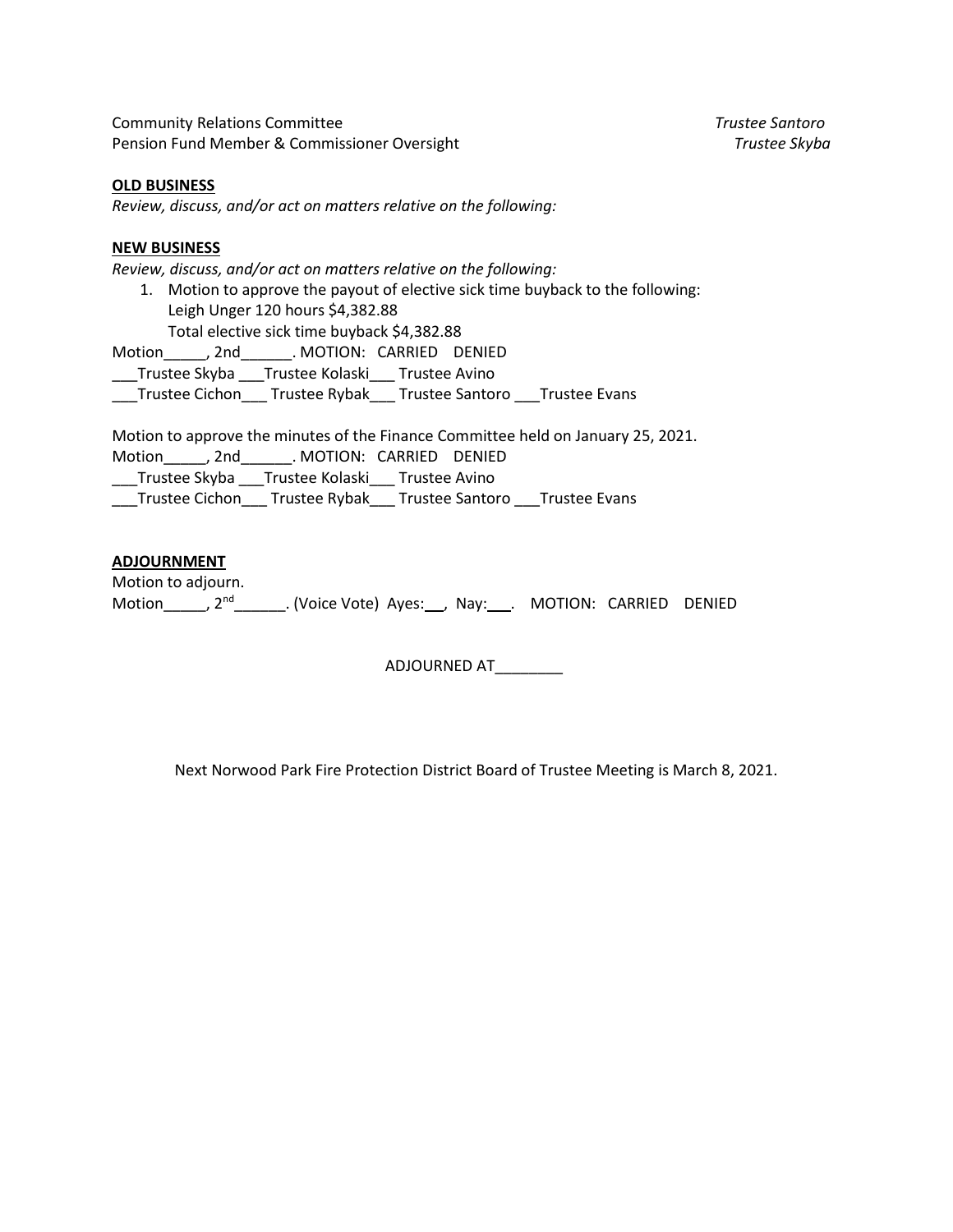Community Relations Committee *Trustee Santoro*
Pension Fund Member & Commissioner Oversight *Trustee Skyba*

**OLD BUSINESS**

*Review, discuss, and/or act on matters relative on the following:*

**NEW BUSINESS**

*Review, discuss, and/or act on matters relative on the following:*

1. Motion to approve the payout of elective sick time buyback to the following:
   Leigh Unger 120 hours $4,382.88
   Total elective sick time buyback $4,382.88

Motion_____, 2nd______. MOTION: CARRIED DENIED

___Trustee Skyba ___Trustee Kolaski___ Trustee Avino

___Trustee Cichon___ Trustee Rybak___ Trustee Santoro ___Trustee Evans

Motion to approve the minutes of the Finance Committee held on January 25, 2021.

Motion_____, 2nd______. MOTION: CARRIED DENIED

___Trustee Skyba ___Trustee Kolaski___ Trustee Avino

___Trustee Cichon___ Trustee Rybak___ Trustee Santoro ___Trustee Evans

**ADJOURNMENT**

Motion to adjourn.

Motion_____, 2nd______. (Voice Vote) Ayes:___, Nay:___. MOTION: CARRIED DENIED

ADJOURNED AT________

Next Norwood Park Fire Protection District Board of Trustee Meeting is March 8, 2021.